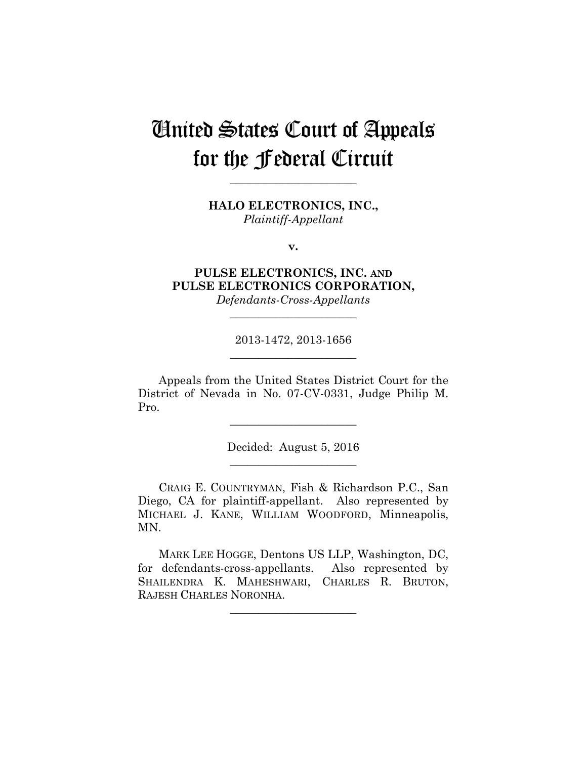# United States Court of Appeals for the Federal Circuit

---

**HALO ELECTRONICS, INC.,**
*Plaintiff-Appellant*

**v.**

**PULSE ELECTRONICS, INC. AND PULSE ELECTRONICS CORPORATION,**
*Defendants-Cross-Appellants*

---

2013-1472, 2013-1656

---

Appeals from the United States District Court for the District of Nevada in No. 07-CV-0331, Judge Philip M. Pro.

---

Decided: August 5, 2016

---

CRAIG E. COUNTRYMAN, Fish & Richardson P.C., San Diego, CA for plaintiff-appellant. Also represented by MICHAEL J. KANE, WILLIAM WOODFORD, Minneapolis, MN.

MARK LEE HOGGE, Dentons US LLP, Washington, DC, for defendants-cross-appellants. Also represented by SHAILENDRA K. MAHESHWARI, CHARLES R. BRUTON, RAJESH CHARLES NORONHA.

---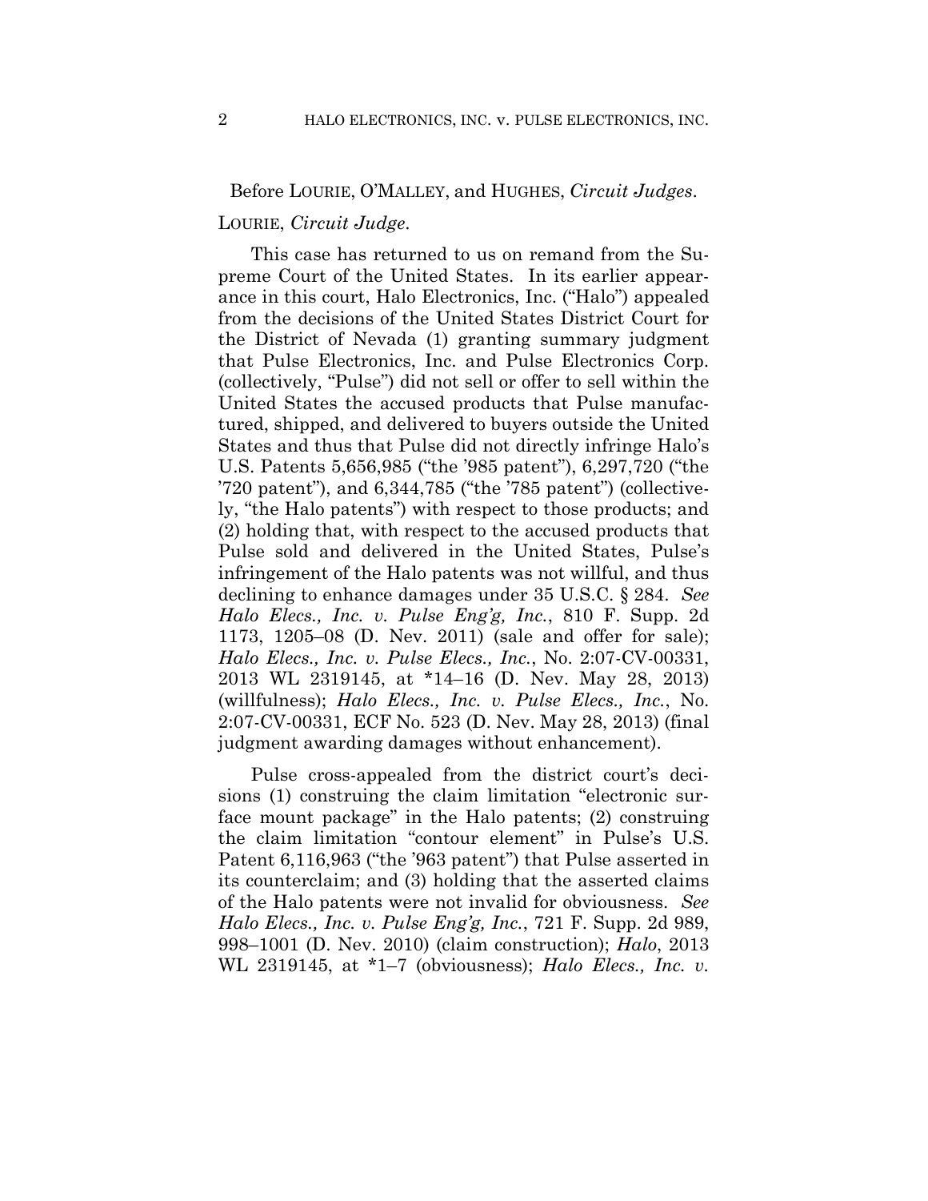Before LOURIE, O'MALLEY, and HUGHES, *Circuit Judges*.

LOURIE, *Circuit Judge*.

This case has returned to us on remand from the Supreme Court of the United States. In its earlier appearance in this court, Halo Electronics, Inc. ("Halo") appealed from the decisions of the United States District Court for the District of Nevada (1) granting summary judgment that Pulse Electronics, Inc. and Pulse Electronics Corp. (collectively, "Pulse") did not sell or offer to sell within the United States the accused products that Pulse manufactured, shipped, and delivered to buyers outside the United States and thus that Pulse did not directly infringe Halo's U.S. Patents 5,656,985 ("the '985 patent"), 6,297,720 ("the '720 patent"), and 6,344,785 ("the '785 patent") (collectively, "the Halo patents") with respect to those products; and (2) holding that, with respect to the accused products that Pulse sold and delivered in the United States, Pulse's infringement of the Halo patents was not willful, and thus declining to enhance damages under 35 U.S.C. § 284. *See Halo Elecs., Inc. v. Pulse Eng'g, Inc.*, 810 F. Supp. 2d 1173, 1205–08 (D. Nev. 2011) (sale and offer for sale); *Halo Elecs., Inc. v. Pulse Elecs., Inc.*, No. 2:07-CV-00331, 2013 WL 2319145, at *14–16 (D. Nev. May 28, 2013) (willfulness); *Halo Elecs., Inc. v. Pulse Elecs., Inc.*, No. 2:07-CV-00331, ECF No. 523 (D. Nev. May 28, 2013) (final judgment awarding damages without enhancement).

Pulse cross-appealed from the district court's decisions (1) construing the claim limitation "electronic surface mount package" in the Halo patents; (2) construing the claim limitation "contour element" in Pulse's U.S. Patent 6,116,963 ("the '963 patent") that Pulse asserted in its counterclaim; and (3) holding that the asserted claims of the Halo patents were not invalid for obviousness. *See Halo Elecs., Inc. v. Pulse Eng'g, Inc.*, 721 F. Supp. 2d 989, 998–1001 (D. Nev. 2010) (claim construction); *Halo*, 2013 WL 2319145, at *1–7 (obviousness); *Halo Elecs., Inc. v.*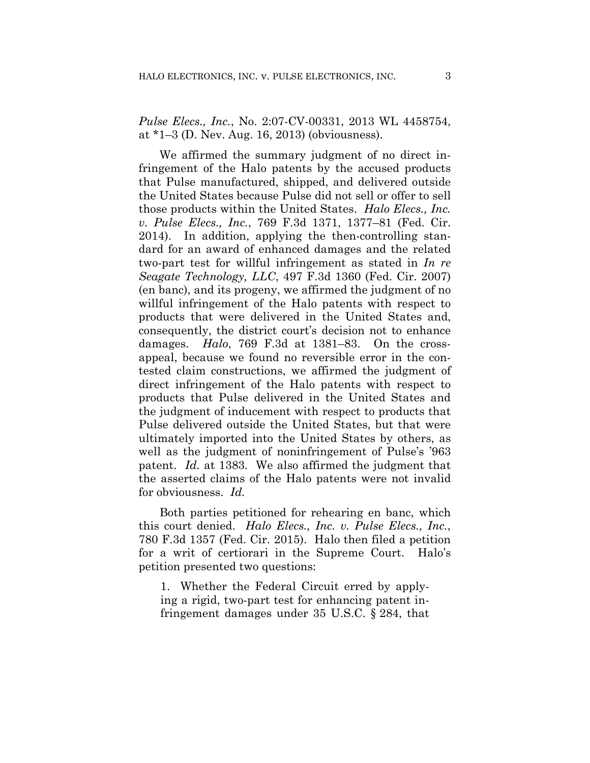*Pulse Elecs., Inc.*, No. 2:07-CV-00331, 2013 WL 4458754, at *1–3 (D. Nev. Aug. 16, 2013) (obviousness).

We affirmed the summary judgment of no direct infringement of the Halo patents by the accused products that Pulse manufactured, shipped, and delivered outside the United States because Pulse did not sell or offer to sell those products within the United States. *Halo Elecs., Inc. v. Pulse Elecs., Inc.*, 769 F.3d 1371, 1377–81 (Fed. Cir. 2014). In addition, applying the then-controlling standard for an award of enhanced damages and the related two-part test for willful infringement as stated in *In re Seagate Technology, LLC*, 497 F.3d 1360 (Fed. Cir. 2007) (en banc), and its progeny, we affirmed the judgment of no willful infringement of the Halo patents with respect to products that were delivered in the United States and, consequently, the district court's decision not to enhance damages. *Halo*, 769 F.3d at 1381–83. On the cross-appeal, because we found no reversible error in the contested claim constructions, we affirmed the judgment of direct infringement of the Halo patents with respect to products that Pulse delivered in the United States and the judgment of inducement with respect to products that Pulse delivered outside the United States, but that were ultimately imported into the United States by others, as well as the judgment of noninfringement of Pulse's '963 patent. *Id.* at 1383. We also affirmed the judgment that the asserted claims of the Halo patents were not invalid for obviousness. *Id.*

Both parties petitioned for rehearing en banc, which this court denied. *Halo Elecs., Inc. v. Pulse Elecs., Inc.*, 780 F.3d 1357 (Fed. Cir. 2015). Halo then filed a petition for a writ of certiorari in the Supreme Court. Halo's petition presented two questions:

> 1. Whether the Federal Circuit erred by applying a rigid, two-part test for enhancing patent infringement damages under 35 U.S.C. § 284, that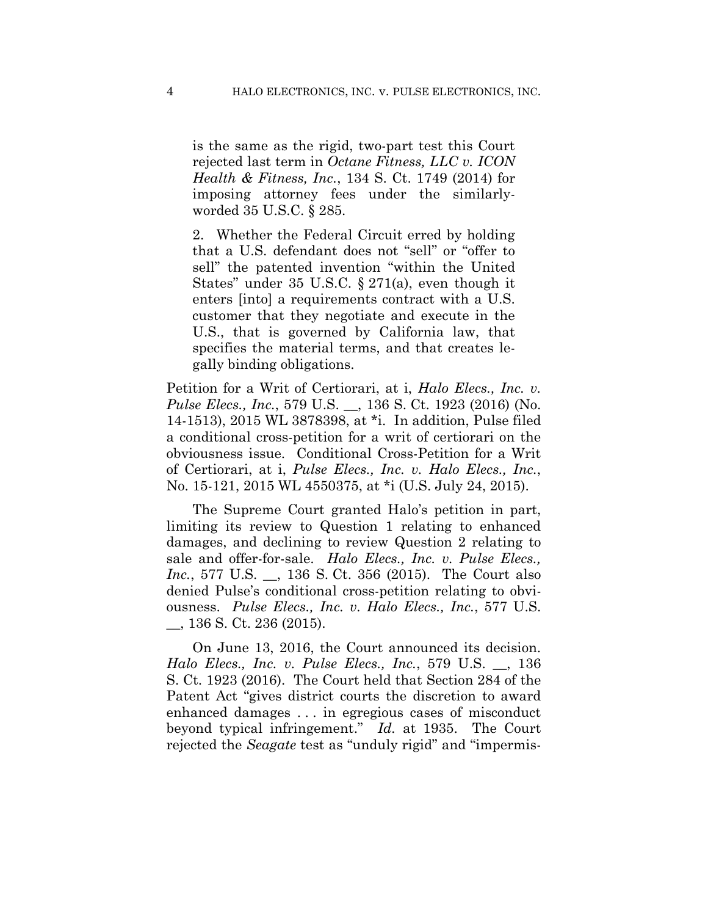is the same as the rigid, two-part test this Court rejected last term in *Octane Fitness, LLC v. ICON Health & Fitness, Inc.*, 134 S. Ct. 1749 (2014) for imposing attorney fees under the similarly-worded 35 U.S.C. § 285.

> 2. Whether the Federal Circuit erred by holding that a U.S. defendant does not "sell" or "offer to sell" the patented invention "within the United States" under 35 U.S.C. § 271(a), even though it enters [into] a requirements contract with a U.S. customer that they negotiate and execute in the U.S., that is governed by California law, that specifies the material terms, and that creates legally binding obligations.

Petition for a Writ of Certiorari, at i, *Halo Elecs., Inc. v. Pulse Elecs., Inc.*, 579 U.S. __, 136 S. Ct. 1923 (2016) (No. 14-1513), 2015 WL 3878398, at *i. In addition, Pulse filed a conditional cross-petition for a writ of certiorari on the obviousness issue. Conditional Cross-Petition for a Writ of Certiorari, at i, *Pulse Elecs., Inc. v. Halo Elecs., Inc.*, No. 15-121, 2015 WL 4550375, at *i (U.S. July 24, 2015).

The Supreme Court granted Halo's petition in part, limiting its review to Question 1 relating to enhanced damages, and declining to review Question 2 relating to sale and offer-for-sale. *Halo Elecs., Inc. v. Pulse Elecs., Inc.*, 577 U.S. __, 136 S. Ct. 356 (2015). The Court also denied Pulse's conditional cross-petition relating to obviousness. *Pulse Elecs., Inc. v. Halo Elecs., Inc.*, 577 U.S. __, 136 S. Ct. 236 (2015).

On June 13, 2016, the Court announced its decision. *Halo Elecs., Inc. v. Pulse Elecs., Inc.*, 579 U.S. __, 136 S. Ct. 1923 (2016). The Court held that Section 284 of the Patent Act "gives district courts the discretion to award enhanced damages . . . in egregious cases of misconduct beyond typical infringement." *Id.* at 1935. The Court rejected the *Seagate* test as "unduly rigid" and "impermis-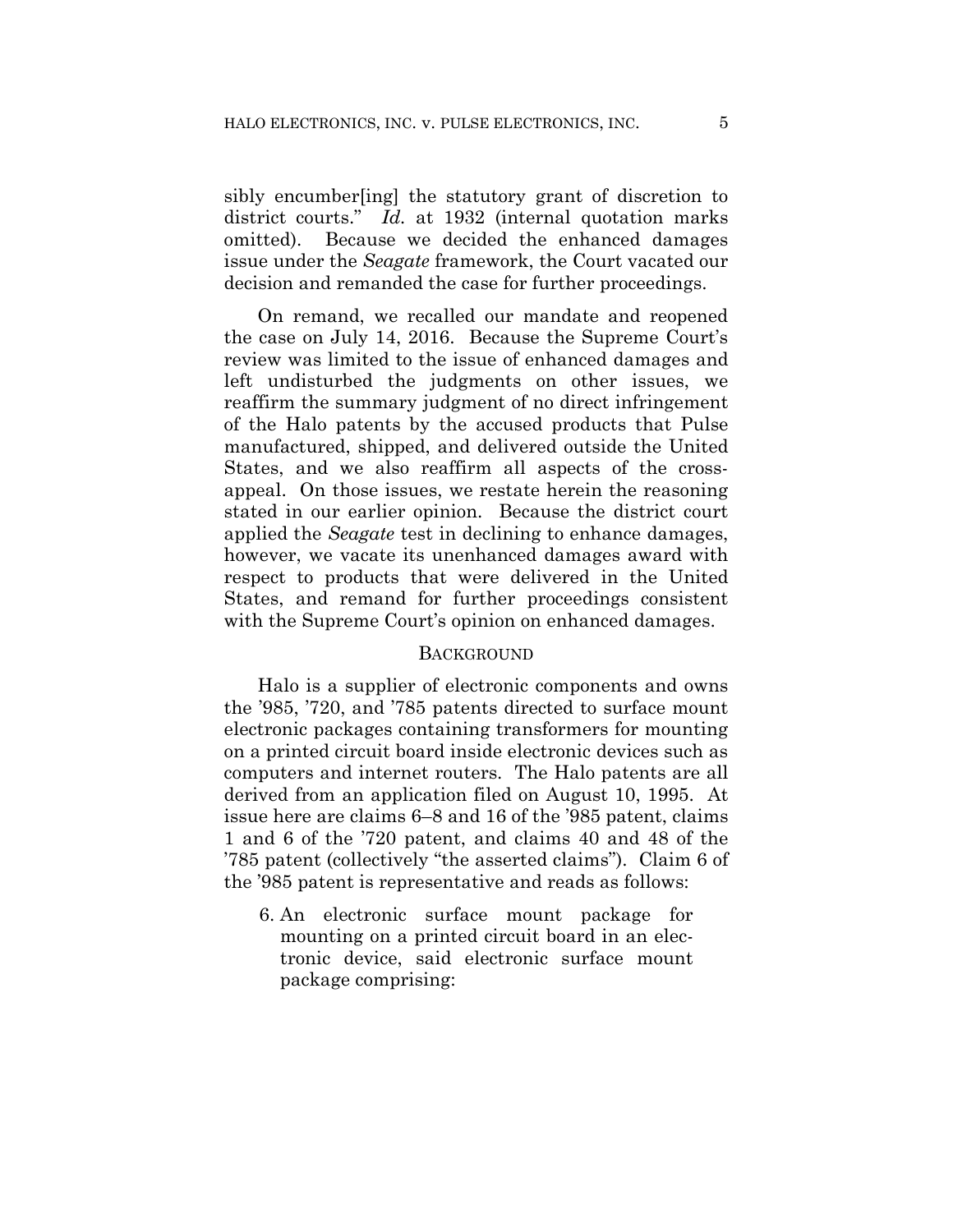sibly encumber[ing] the statutory grant of discretion to district courts." *Id.* at 1932 (internal quotation marks omitted). Because we decided the enhanced damages issue under the *Seagate* framework, the Court vacated our decision and remanded the case for further proceedings.

On remand, we recalled our mandate and reopened the case on July 14, 2016. Because the Supreme Court's review was limited to the issue of enhanced damages and left undisturbed the judgments on other issues, we reaffirm the summary judgment of no direct infringement of the Halo patents by the accused products that Pulse manufactured, shipped, and delivered outside the United States, and we also reaffirm all aspects of the cross-appeal. On those issues, we restate herein the reasoning stated in our earlier opinion. Because the district court applied the *Seagate* test in declining to enhance damages, however, we vacate its unenhanced damages award with respect to products that were delivered in the United States, and remand for further proceedings consistent with the Supreme Court's opinion on enhanced damages.

## BACKGROUND

Halo is a supplier of electronic components and owns the '985, '720, and '785 patents directed to surface mount electronic packages containing transformers for mounting on a printed circuit board inside electronic devices such as computers and internet routers. The Halo patents are all derived from an application filed on August 10, 1995. At issue here are claims 6–8 and 16 of the '985 patent, claims 1 and 6 of the '720 patent, and claims 40 and 48 of the '785 patent (collectively "the asserted claims"). Claim 6 of the '985 patent is representative and reads as follows:

> 6. An electronic surface mount package for mounting on a printed circuit board in an electronic device, said electronic surface mount package comprising: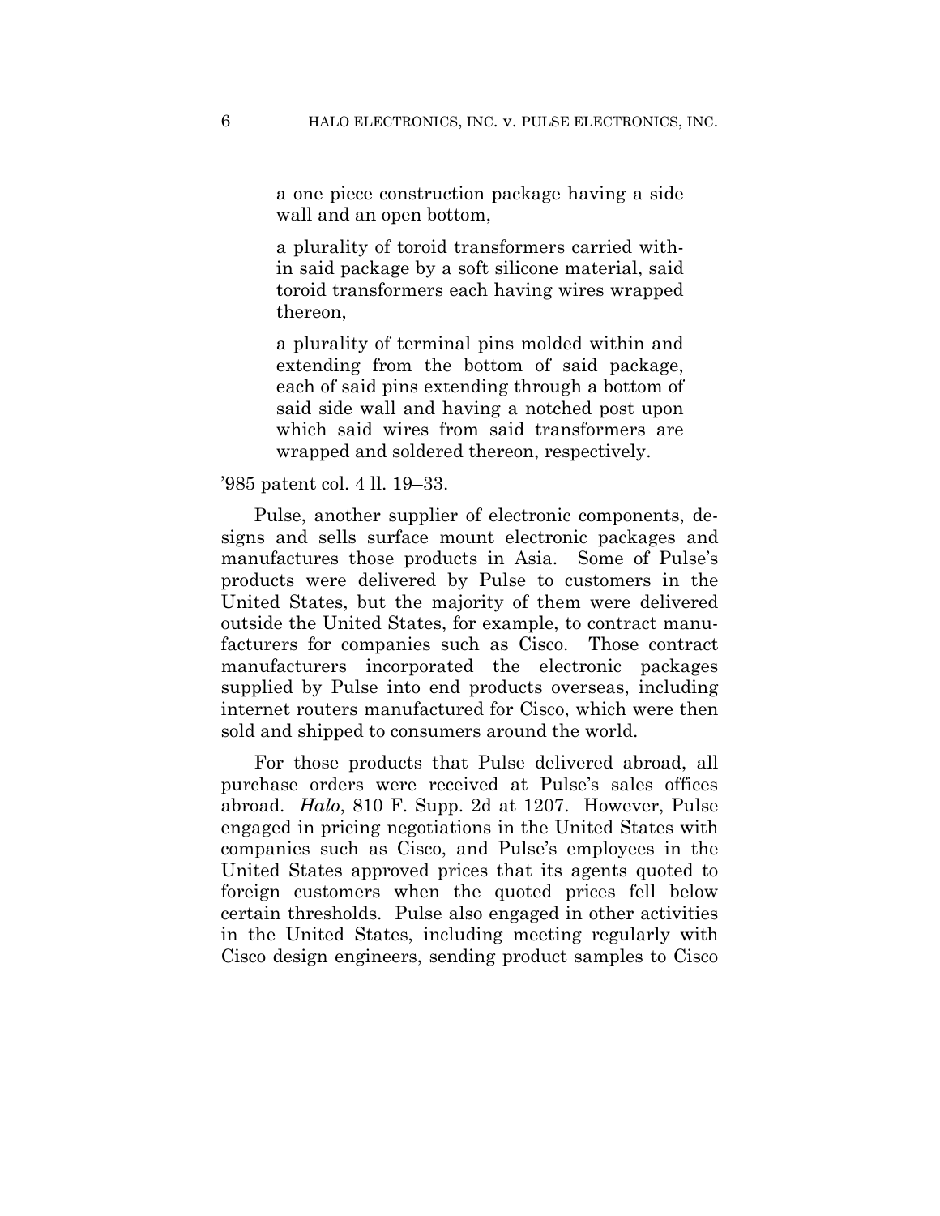> a one piece construction package having a side wall and an open bottom,
>
> a plurality of toroid transformers carried within said package by a soft silicone material, said toroid transformers each having wires wrapped thereon,
>
> a plurality of terminal pins molded within and extending from the bottom of said package, each of said pins extending through a bottom of said side wall and having a notched post upon which said wires from said transformers are wrapped and soldered thereon, respectively.

'985 patent col. 4 ll. 19–33.

Pulse, another supplier of electronic components, designs and sells surface mount electronic packages and manufactures those products in Asia. Some of Pulse's products were delivered by Pulse to customers in the United States, but the majority of them were delivered outside the United States, for example, to contract manufacturers for companies such as Cisco. Those contract manufacturers incorporated the electronic packages supplied by Pulse into end products overseas, including internet routers manufactured for Cisco, which were then sold and shipped to consumers around the world.

For those products that Pulse delivered abroad, all purchase orders were received at Pulse's sales offices abroad. *Halo*, 810 F. Supp. 2d at 1207. However, Pulse engaged in pricing negotiations in the United States with companies such as Cisco, and Pulse's employees in the United States approved prices that its agents quoted to foreign customers when the quoted prices fell below certain thresholds. Pulse also engaged in other activities in the United States, including meeting regularly with Cisco design engineers, sending product samples to Cisco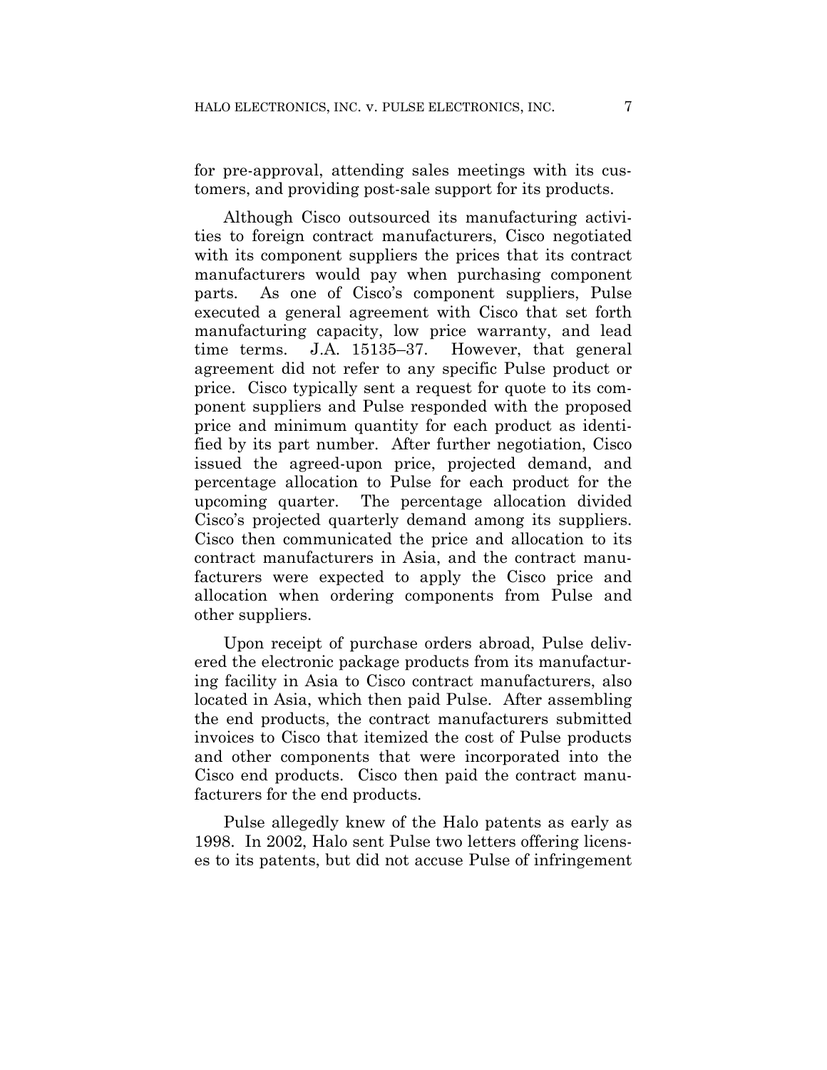for pre-approval, attending sales meetings with its customers, and providing post-sale support for its products.

Although Cisco outsourced its manufacturing activities to foreign contract manufacturers, Cisco negotiated with its component suppliers the prices that its contract manufacturers would pay when purchasing component parts. As one of Cisco's component suppliers, Pulse executed a general agreement with Cisco that set forth manufacturing capacity, low price warranty, and lead time terms. J.A. 15135–37. However, that general agreement did not refer to any specific Pulse product or price. Cisco typically sent a request for quote to its component suppliers and Pulse responded with the proposed price and minimum quantity for each product as identified by its part number. After further negotiation, Cisco issued the agreed-upon price, projected demand, and percentage allocation to Pulse for each product for the upcoming quarter. The percentage allocation divided Cisco's projected quarterly demand among its suppliers. Cisco then communicated the price and allocation to its contract manufacturers in Asia, and the contract manufacturers were expected to apply the Cisco price and allocation when ordering components from Pulse and other suppliers.

Upon receipt of purchase orders abroad, Pulse delivered the electronic package products from its manufacturing facility in Asia to Cisco contract manufacturers, also located in Asia, which then paid Pulse. After assembling the end products, the contract manufacturers submitted invoices to Cisco that itemized the cost of Pulse products and other components that were incorporated into the Cisco end products. Cisco then paid the contract manufacturers for the end products.

Pulse allegedly knew of the Halo patents as early as 1998. In 2002, Halo sent Pulse two letters offering licenses to its patents, but did not accuse Pulse of infringement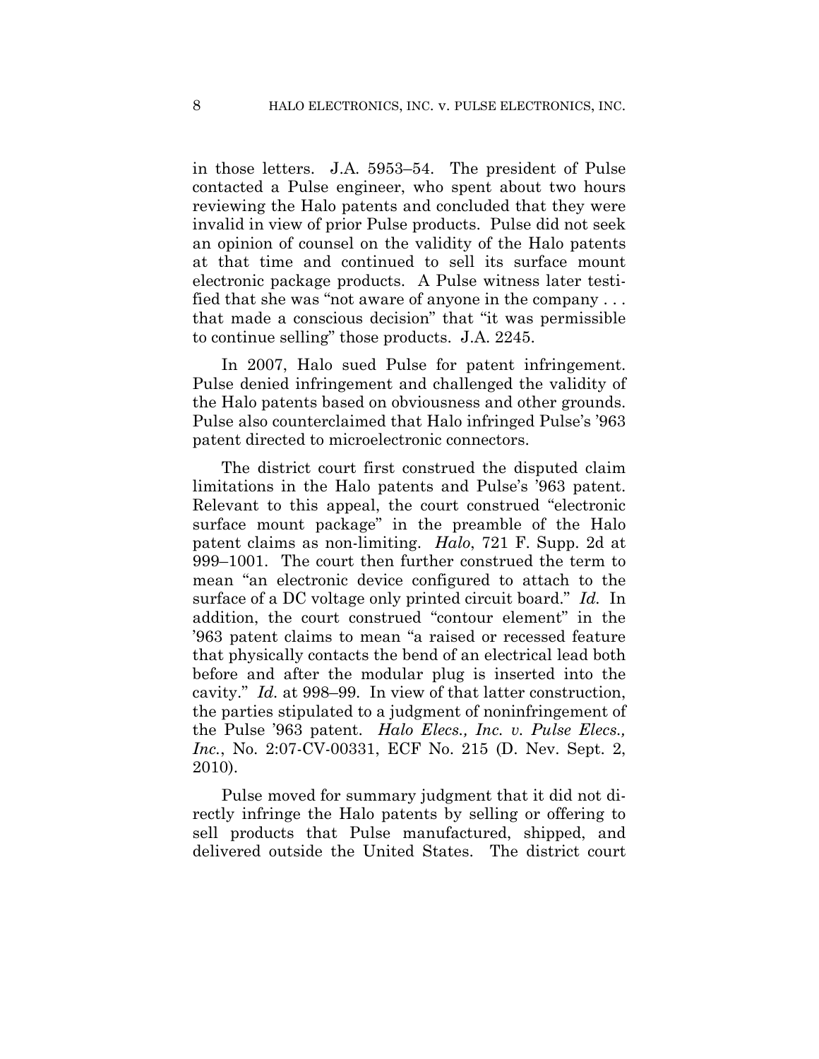in those letters. J.A. 5953–54. The president of Pulse contacted a Pulse engineer, who spent about two hours reviewing the Halo patents and concluded that they were invalid in view of prior Pulse products. Pulse did not seek an opinion of counsel on the validity of the Halo patents at that time and continued to sell its surface mount electronic package products. A Pulse witness later testified that she was "not aware of anyone in the company . . . that made a conscious decision" that "it was permissible to continue selling" those products. J.A. 2245.

In 2007, Halo sued Pulse for patent infringement. Pulse denied infringement and challenged the validity of the Halo patents based on obviousness and other grounds. Pulse also counterclaimed that Halo infringed Pulse's '963 patent directed to microelectronic connectors.

The district court first construed the disputed claim limitations in the Halo patents and Pulse's '963 patent. Relevant to this appeal, the court construed "electronic surface mount package" in the preamble of the Halo patent claims as non-limiting. *Halo*, 721 F. Supp. 2d at 999–1001. The court then further construed the term to mean "an electronic device configured to attach to the surface of a DC voltage only printed circuit board." *Id.* In addition, the court construed "contour element" in the '963 patent claims to mean "a raised or recessed feature that physically contacts the bend of an electrical lead both before and after the modular plug is inserted into the cavity." *Id.* at 998–99. In view of that latter construction, the parties stipulated to a judgment of noninfringement of the Pulse '963 patent. *Halo Elecs., Inc. v. Pulse Elecs., Inc.*, No. 2:07-CV-00331, ECF No. 215 (D. Nev. Sept. 2, 2010).

Pulse moved for summary judgment that it did not directly infringe the Halo patents by selling or offering to sell products that Pulse manufactured, shipped, and delivered outside the United States. The district court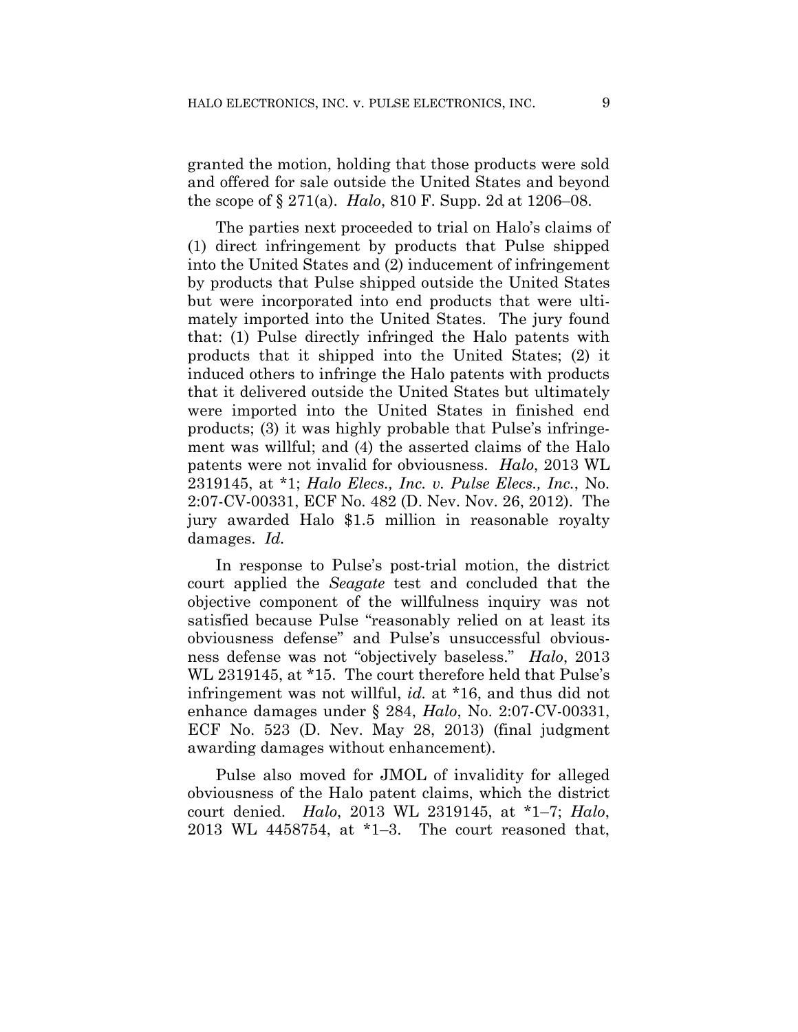granted the motion, holding that those products were sold and offered for sale outside the United States and beyond the scope of § 271(a). *Halo*, 810 F. Supp. 2d at 1206–08.

The parties next proceeded to trial on Halo's claims of (1) direct infringement by products that Pulse shipped into the United States and (2) inducement of infringement by products that Pulse shipped outside the United States but were incorporated into end products that were ultimately imported into the United States. The jury found that: (1) Pulse directly infringed the Halo patents with products that it shipped into the United States; (2) it induced others to infringe the Halo patents with products that it delivered outside the United States but ultimately were imported into the United States in finished end products; (3) it was highly probable that Pulse's infringement was willful; and (4) the asserted claims of the Halo patents were not invalid for obviousness. *Halo*, 2013 WL 2319145, at *1; *Halo Elecs., Inc. v. Pulse Elecs., Inc.*, No. 2:07-CV-00331, ECF No. 482 (D. Nev. Nov. 26, 2012). The jury awarded Halo $1.5 million in reasonable royalty damages. *Id.*

In response to Pulse's post-trial motion, the district court applied the *Seagate* test and concluded that the objective component of the willfulness inquiry was not satisfied because Pulse "reasonably relied on at least its obviousness defense" and Pulse's unsuccessful obviousness defense was not "objectively baseless." *Halo*, 2013 WL 2319145, at *15. The court therefore held that Pulse's infringement was not willful, *id.* at *16, and thus did not enhance damages under § 284, *Halo*, No. 2:07-CV-00331, ECF No. 523 (D. Nev. May 28, 2013) (final judgment awarding damages without enhancement).

Pulse also moved for JMOL of invalidity for alleged obviousness of the Halo patent claims, which the district court denied. *Halo*, 2013 WL 2319145, at *1–7; *Halo*, 2013 WL 4458754, at *1–3. The court reasoned that,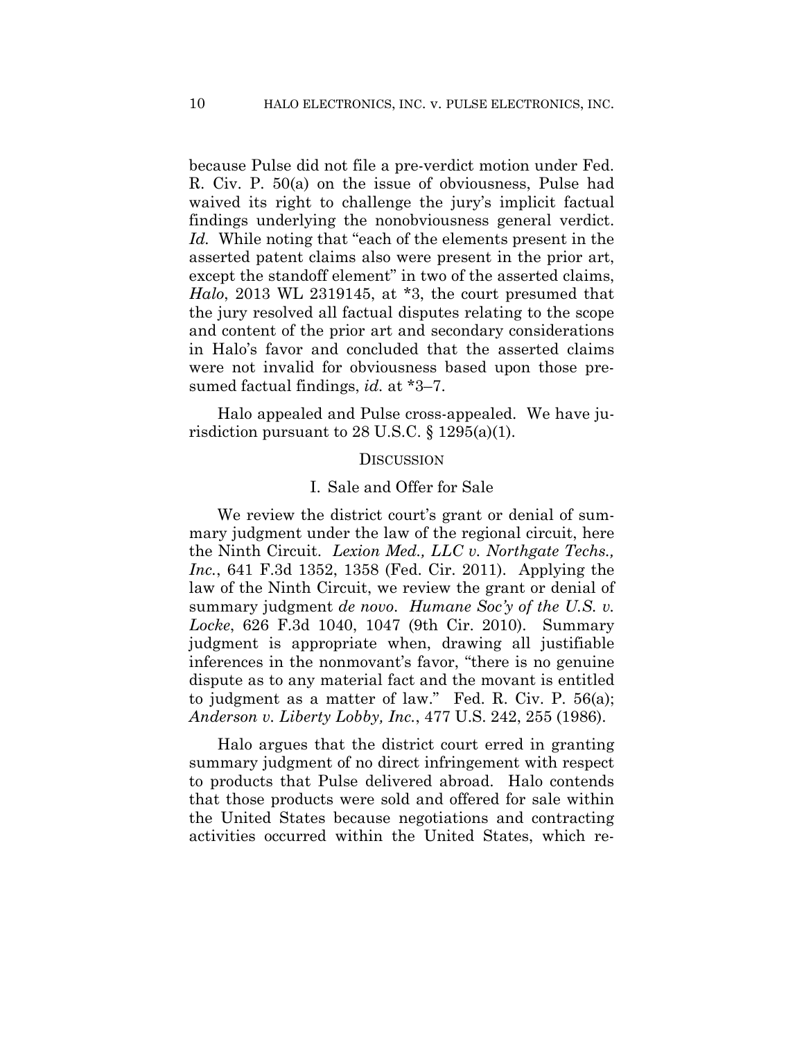because Pulse did not file a pre-verdict motion under Fed. R. Civ. P. 50(a) on the issue of obviousness, Pulse had waived its right to challenge the jury's implicit factual findings underlying the nonobviousness general verdict. *Id.* While noting that "each of the elements present in the asserted patent claims also were present in the prior art, except the standoff element" in two of the asserted claims, *Halo*, 2013 WL 2319145, at *3, the court presumed that the jury resolved all factual disputes relating to the scope and content of the prior art and secondary considerations in Halo's favor and concluded that the asserted claims were not invalid for obviousness based upon those presumed factual findings, *id.* at *3–7.

Halo appealed and Pulse cross-appealed. We have jurisdiction pursuant to 28 U.S.C. § 1295(a)(1).

## DISCUSSION

### I. Sale and Offer for Sale

We review the district court's grant or denial of summary judgment under the law of the regional circuit, here the Ninth Circuit. *Lexion Med., LLC v. Northgate Techs., Inc.*, 641 F.3d 1352, 1358 (Fed. Cir. 2011). Applying the law of the Ninth Circuit, we review the grant or denial of summary judgment *de novo*. *Humane Soc'y of the U.S. v. Locke*, 626 F.3d 1040, 1047 (9th Cir. 2010). Summary judgment is appropriate when, drawing all justifiable inferences in the nonmovant's favor, "there is no genuine dispute as to any material fact and the movant is entitled to judgment as a matter of law." Fed. R. Civ. P. 56(a); *Anderson v. Liberty Lobby, Inc.*, 477 U.S. 242, 255 (1986).

Halo argues that the district court erred in granting summary judgment of no direct infringement with respect to products that Pulse delivered abroad. Halo contends that those products were sold and offered for sale within the United States because negotiations and contracting activities occurred within the United States, which re-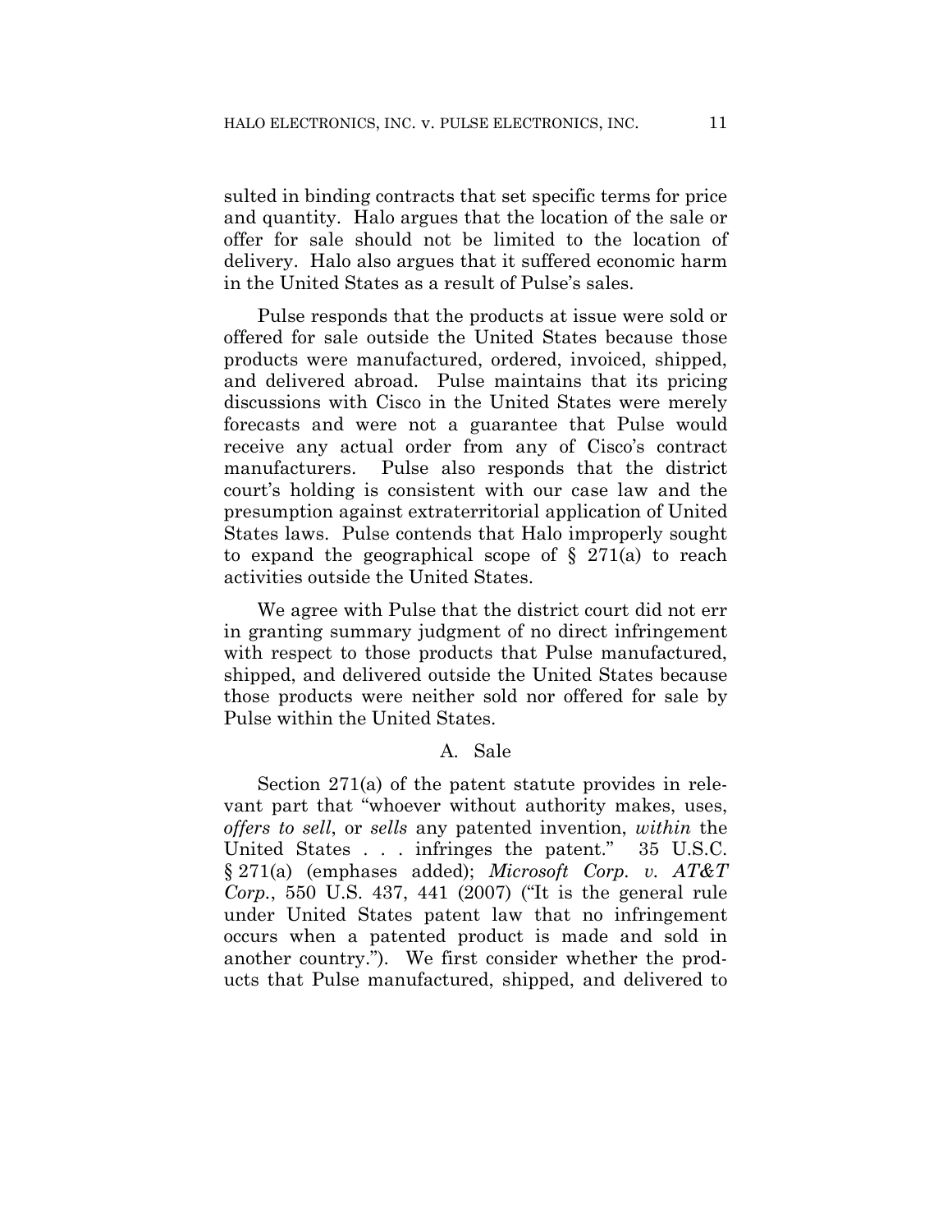sulted in binding contracts that set specific terms for price and quantity. Halo argues that the location of the sale or offer for sale should not be limited to the location of delivery. Halo also argues that it suffered economic harm in the United States as a result of Pulse's sales.

Pulse responds that the products at issue were sold or offered for sale outside the United States because those products were manufactured, ordered, invoiced, shipped, and delivered abroad. Pulse maintains that its pricing discussions with Cisco in the United States were merely forecasts and were not a guarantee that Pulse would receive any actual order from any of Cisco's contract manufacturers. Pulse also responds that the district court's holding is consistent with our case law and the presumption against extraterritorial application of United States laws. Pulse contends that Halo improperly sought to expand the geographical scope of § 271(a) to reach activities outside the United States.

We agree with Pulse that the district court did not err in granting summary judgment of no direct infringement with respect to those products that Pulse manufactured, shipped, and delivered outside the United States because those products were neither sold nor offered for sale by Pulse within the United States.

### A. Sale

Section 271(a) of the patent statute provides in relevant part that "whoever without authority makes, uses, *offers to sell*, or *sells* any patented invention, *within* the United States . . . infringes the patent." 35 U.S.C. § 271(a) (emphases added); *Microsoft Corp. v. AT&T Corp.*, 550 U.S. 437, 441 (2007) ("It is the general rule under United States patent law that no infringement occurs when a patented product is made and sold in another country."). We first consider whether the products that Pulse manufactured, shipped, and delivered to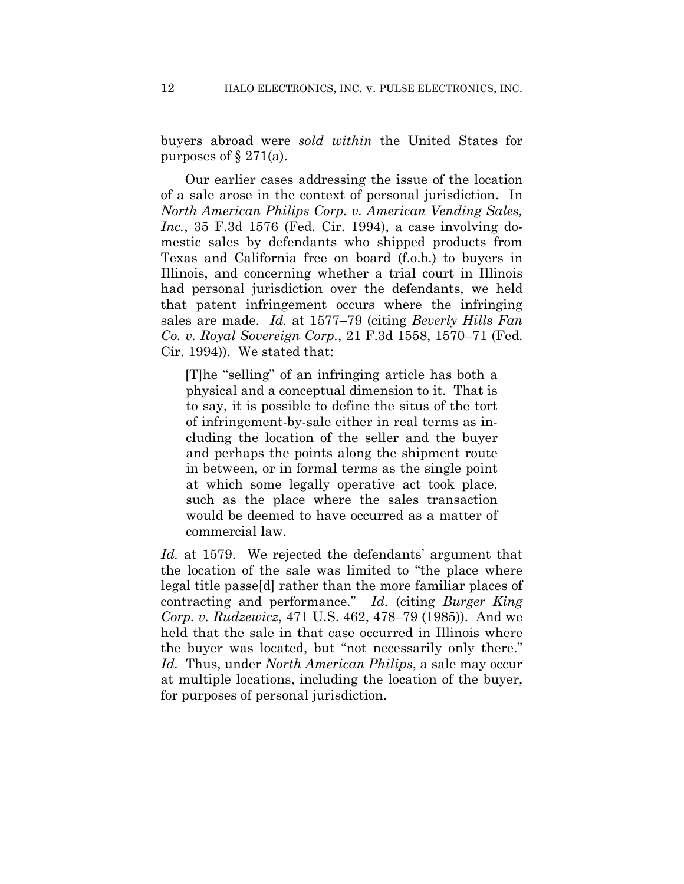buyers abroad were *sold within* the United States for purposes of § 271(a).

Our earlier cases addressing the issue of the location of a sale arose in the context of personal jurisdiction. In *North American Philips Corp. v. American Vending Sales, Inc.*, 35 F.3d 1576 (Fed. Cir. 1994), a case involving domestic sales by defendants who shipped products from Texas and California free on board (f.o.b.) to buyers in Illinois, and concerning whether a trial court in Illinois had personal jurisdiction over the defendants, we held that patent infringement occurs where the infringing sales are made. *Id.* at 1577–79 (citing *Beverly Hills Fan Co. v. Royal Sovereign Corp.*, 21 F.3d 1558, 1570–71 (Fed. Cir. 1994)). We stated that:

> [T]he "selling" of an infringing article has both a physical and a conceptual dimension to it. That is to say, it is possible to define the situs of the tort of infringement-by-sale either in real terms as including the location of the seller and the buyer and perhaps the points along the shipment route in between, or in formal terms as the single point at which some legally operative act took place, such as the place where the sales transaction would be deemed to have occurred as a matter of commercial law.

*Id.* at 1579. We rejected the defendants' argument that the location of the sale was limited to "the place where legal title passe[d] rather than the more familiar places of contracting and performance." *Id.* (citing *Burger King Corp. v. Rudzewicz*, 471 U.S. 462, 478–79 (1985)). And we held that the sale in that case occurred in Illinois where the buyer was located, but "not necessarily only there." *Id.* Thus, under *North American Philips*, a sale may occur at multiple locations, including the location of the buyer, for purposes of personal jurisdiction.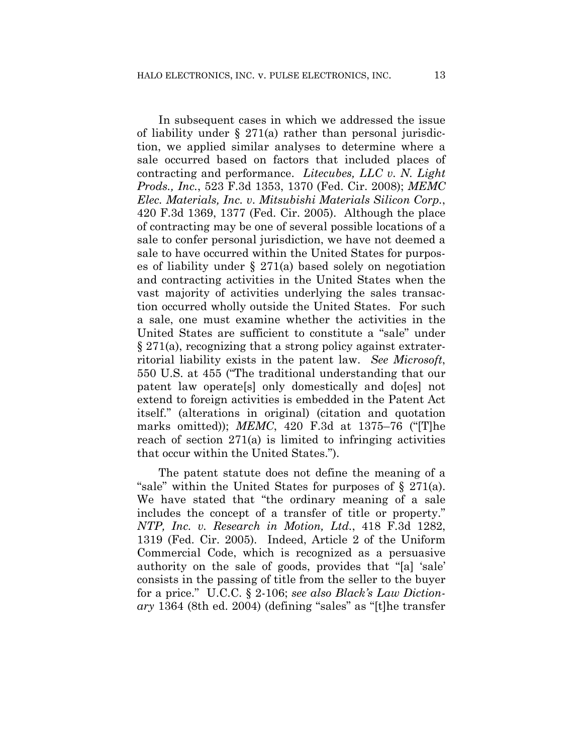In subsequent cases in which we addressed the issue of liability under § 271(a) rather than personal jurisdiction, we applied similar analyses to determine where a sale occurred based on factors that included places of contracting and performance. *Litecubes, LLC v. N. Light Prods., Inc.*, 523 F.3d 1353, 1370 (Fed. Cir. 2008); *MEMC Elec. Materials, Inc. v. Mitsubishi Materials Silicon Corp.*, 420 F.3d 1369, 1377 (Fed. Cir. 2005). Although the place of contracting may be one of several possible locations of a sale to confer personal jurisdiction, we have not deemed a sale to have occurred within the United States for purposes of liability under § 271(a) based solely on negotiation and contracting activities in the United States when the vast majority of activities underlying the sales transaction occurred wholly outside the United States. For such a sale, one must examine whether the activities in the United States are sufficient to constitute a "sale" under § 271(a), recognizing that a strong policy against extraterritorial liability exists in the patent law. *See Microsoft*, 550 U.S. at 455 ("The traditional understanding that our patent law operate[s] only domestically and do[es] not extend to foreign activities is embedded in the Patent Act itself." (alterations in original) (citation and quotation marks omitted)); *MEMC*, 420 F.3d at 1375–76 ("[T]he reach of section 271(a) is limited to infringing activities that occur within the United States.").

The patent statute does not define the meaning of a "sale" within the United States for purposes of § 271(a). We have stated that "the ordinary meaning of a sale includes the concept of a transfer of title or property." *NTP, Inc. v. Research in Motion, Ltd.*, 418 F.3d 1282, 1319 (Fed. Cir. 2005). Indeed, Article 2 of the Uniform Commercial Code, which is recognized as a persuasive authority on the sale of goods, provides that "[a] 'sale' consists in the passing of title from the seller to the buyer for a price." U.C.C. § 2-106; *see also Black's Law Dictionary* 1364 (8th ed. 2004) (defining "sales" as "[t]he transfer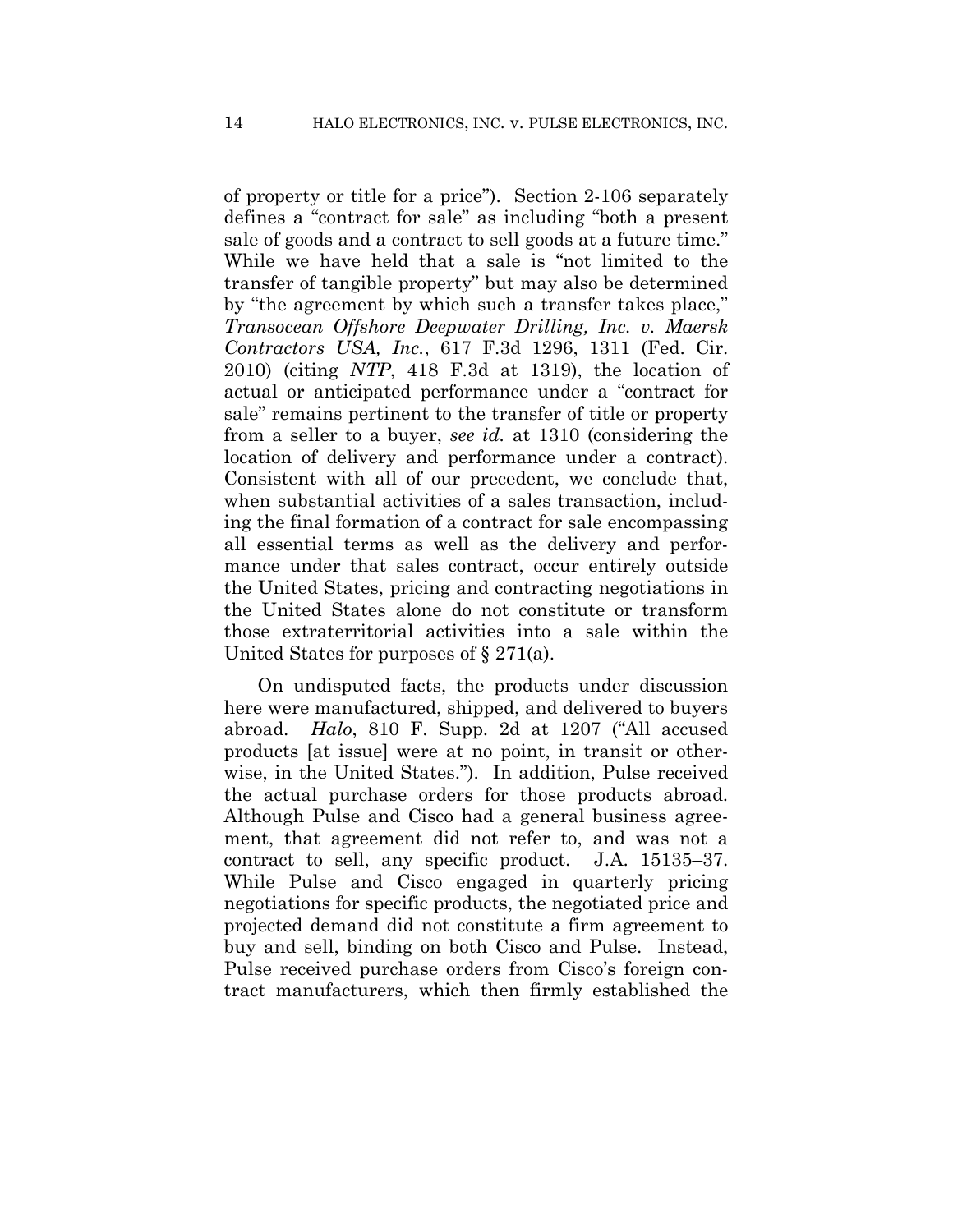of property or title for a price"). Section 2-106 separately defines a "contract for sale" as including "both a present sale of goods and a contract to sell goods at a future time." While we have held that a sale is "not limited to the transfer of tangible property" but may also be determined by "the agreement by which such a transfer takes place," *Transocean Offshore Deepwater Drilling, Inc. v. Maersk Contractors USA, Inc.*, 617 F.3d 1296, 1311 (Fed. Cir. 2010) (citing *NTP*, 418 F.3d at 1319), the location of actual or anticipated performance under a "contract for sale" remains pertinent to the transfer of title or property from a seller to a buyer, *see id.* at 1310 (considering the location of delivery and performance under a contract). Consistent with all of our precedent, we conclude that, when substantial activities of a sales transaction, including the final formation of a contract for sale encompassing all essential terms as well as the delivery and performance under that sales contract, occur entirely outside the United States, pricing and contracting negotiations in the United States alone do not constitute or transform those extraterritorial activities into a sale within the United States for purposes of § 271(a).

On undisputed facts, the products under discussion here were manufactured, shipped, and delivered to buyers abroad. *Halo*, 810 F. Supp. 2d at 1207 ("All accused products [at issue] were at no point, in transit or otherwise, in the United States."). In addition, Pulse received the actual purchase orders for those products abroad. Although Pulse and Cisco had a general business agreement, that agreement did not refer to, and was not a contract to sell, any specific product. J.A. 15135–37. While Pulse and Cisco engaged in quarterly pricing negotiations for specific products, the negotiated price and projected demand did not constitute a firm agreement to buy and sell, binding on both Cisco and Pulse. Instead, Pulse received purchase orders from Cisco's foreign contract manufacturers, which then firmly established the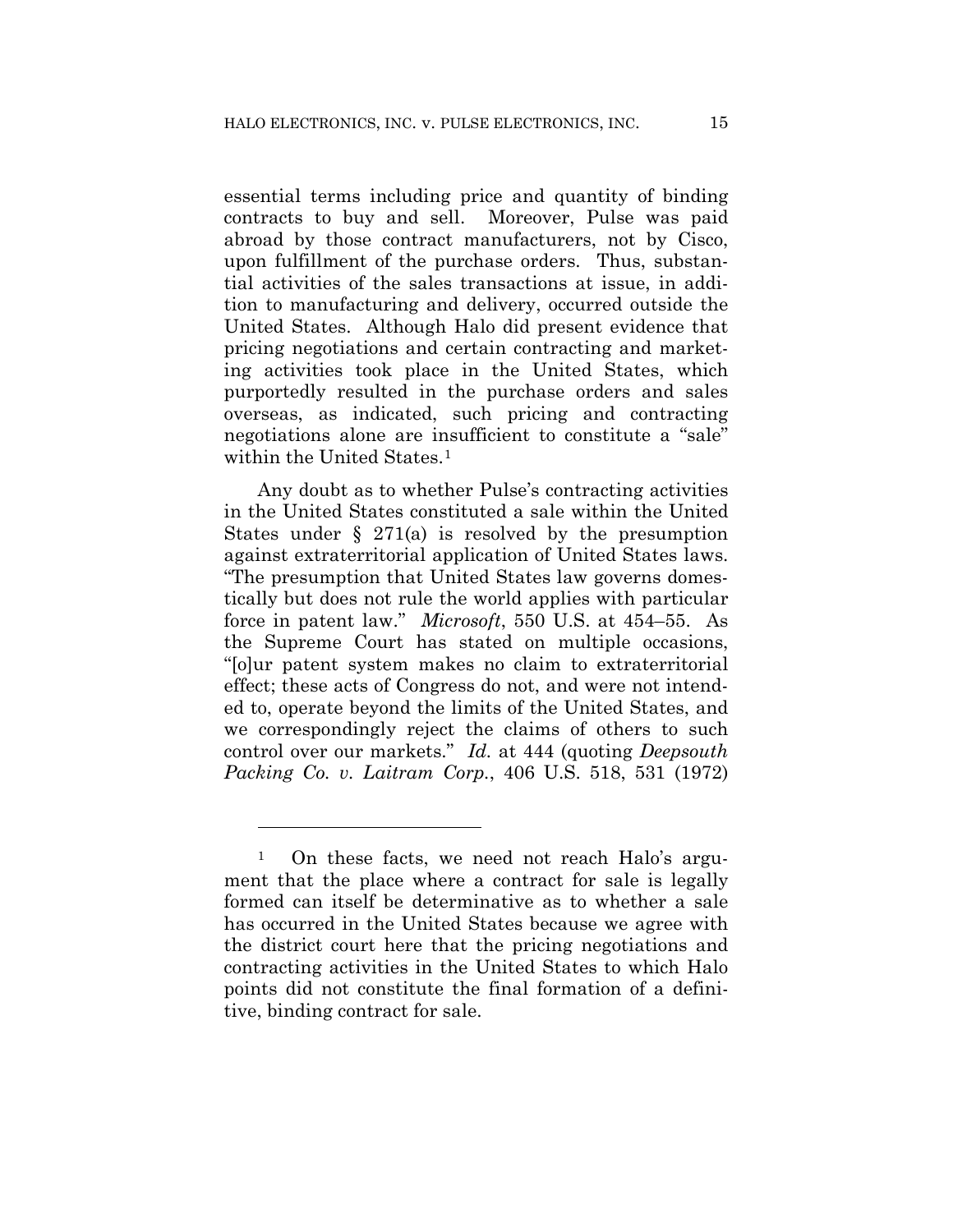essential terms including price and quantity of binding contracts to buy and sell. Moreover, Pulse was paid abroad by those contract manufacturers, not by Cisco, upon fulfillment of the purchase orders. Thus, substantial activities of the sales transactions at issue, in addition to manufacturing and delivery, occurred outside the United States. Although Halo did present evidence that pricing negotiations and certain contracting and marketing activities took place in the United States, which purportedly resulted in the purchase orders and sales overseas, as indicated, such pricing and contracting negotiations alone are insufficient to constitute a "sale" within the United States.[1]

Any doubt as to whether Pulse's contracting activities in the United States constituted a sale within the United States under § 271(a) is resolved by the presumption against extraterritorial application of United States laws. "The presumption that United States law governs domestically but does not rule the world applies with particular force in patent law." *Microsoft*, 550 U.S. at 454–55. As the Supreme Court has stated on multiple occasions, "[o]ur patent system makes no claim to extraterritorial effect; these acts of Congress do not, and were not intended to, operate beyond the limits of the United States, and we correspondingly reject the claims of others to such control over our markets." *Id.* at 444 (quoting *Deepsouth Packing Co. v. Laitram Corp.*, 406 U.S. 518, 531 (1972)

---

[1] On these facts, we need not reach Halo's argument that the place where a contract for sale is legally formed can itself be determinative as to whether a sale has occurred in the United States because we agree with the district court here that the pricing negotiations and contracting activities in the United States to which Halo points did not constitute the final formation of a definitive, binding contract for sale.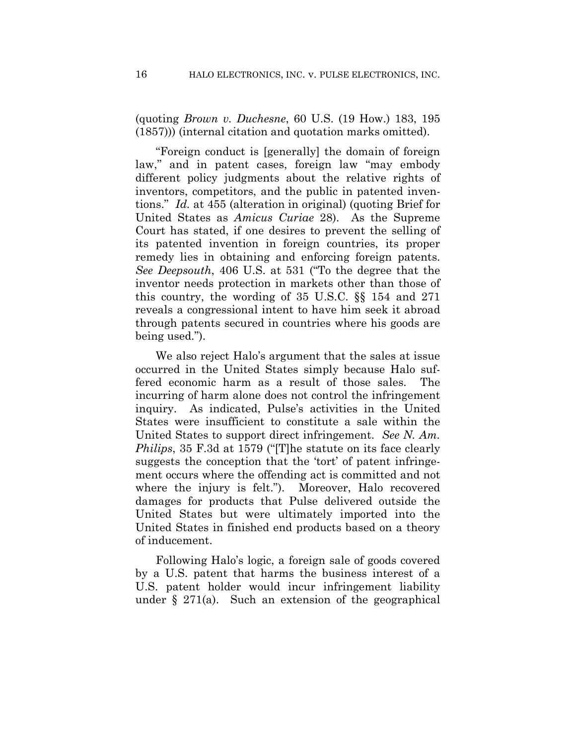(quoting *Brown v. Duchesne*, 60 U.S. (19 How.) 183, 195 (1857))) (internal citation and quotation marks omitted).

"Foreign conduct is [generally] the domain of foreign law," and in patent cases, foreign law "may embody different policy judgments about the relative rights of inventors, competitors, and the public in patented inventions." *Id.* at 455 (alteration in original) (quoting Brief for United States as *Amicus Curiae* 28). As the Supreme Court has stated, if one desires to prevent the selling of its patented invention in foreign countries, its proper remedy lies in obtaining and enforcing foreign patents. *See Deepsouth*, 406 U.S. at 531 ("To the degree that the inventor needs protection in markets other than those of this country, the wording of 35 U.S.C. §§ 154 and 271 reveals a congressional intent to have him seek it abroad through patents secured in countries where his goods are being used.").

We also reject Halo's argument that the sales at issue occurred in the United States simply because Halo suffered economic harm as a result of those sales. The incurring of harm alone does not control the infringement inquiry. As indicated, Pulse's activities in the United States were insufficient to constitute a sale within the United States to support direct infringement. *See N. Am. Philips*, 35 F.3d at 1579 ("[T]he statute on its face clearly suggests the conception that the 'tort' of patent infringement occurs where the offending act is committed and not where the injury is felt."). Moreover, Halo recovered damages for products that Pulse delivered outside the United States but were ultimately imported into the United States in finished end products based on a theory of inducement.

Following Halo's logic, a foreign sale of goods covered by a U.S. patent that harms the business interest of a U.S. patent holder would incur infringement liability under § 271(a). Such an extension of the geographical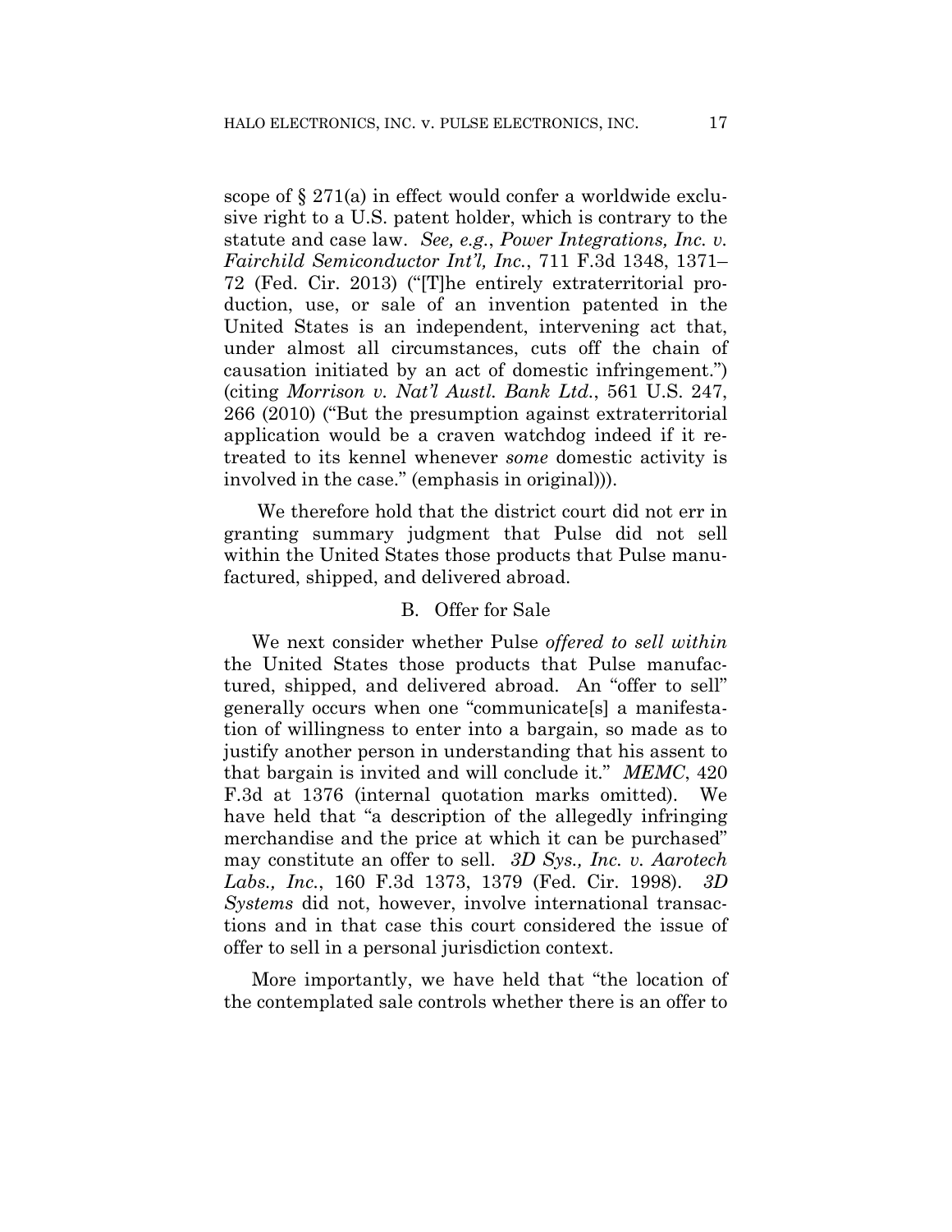scope of § 271(a) in effect would confer a worldwide exclusive right to a U.S. patent holder, which is contrary to the statute and case law. *See, e.g.*, *Power Integrations, Inc. v. Fairchild Semiconductor Int'l, Inc.*, 711 F.3d 1348, 1371–72 (Fed. Cir. 2013) ("[T]he entirely extraterritorial production, use, or sale of an invention patented in the United States is an independent, intervening act that, under almost all circumstances, cuts off the chain of causation initiated by an act of domestic infringement.") (citing *Morrison v. Nat'l Austl. Bank Ltd.*, 561 U.S. 247, 266 (2010) ("But the presumption against extraterritorial application would be a craven watchdog indeed if it retreated to its kennel whenever *some* domestic activity is involved in the case." (emphasis in original))).

We therefore hold that the district court did not err in granting summary judgment that Pulse did not sell within the United States those products that Pulse manufactured, shipped, and delivered abroad.

### B. Offer for Sale

We next consider whether Pulse *offered to sell within* the United States those products that Pulse manufactured, shipped, and delivered abroad. An "offer to sell" generally occurs when one "communicate[s] a manifestation of willingness to enter into a bargain, so made as to justify another person in understanding that his assent to that bargain is invited and will conclude it." *MEMC*, 420 F.3d at 1376 (internal quotation marks omitted). We have held that "a description of the allegedly infringing merchandise and the price at which it can be purchased" may constitute an offer to sell. *3D Sys., Inc. v. Aarotech Labs., Inc.*, 160 F.3d 1373, 1379 (Fed. Cir. 1998). *3D Systems* did not, however, involve international transactions and in that case this court considered the issue of offer to sell in a personal jurisdiction context.

More importantly, we have held that "the location of the contemplated sale controls whether there is an offer to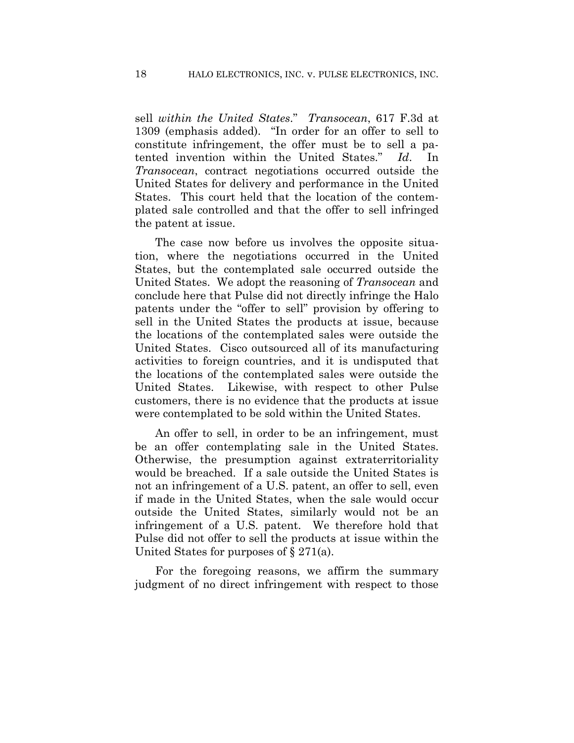sell *within the United States*." *Transocean*, 617 F.3d at 1309 (emphasis added). "In order for an offer to sell to constitute infringement, the offer must be to sell a patented invention within the United States." *Id*. In *Transocean*, contract negotiations occurred outside the United States for delivery and performance in the United States. This court held that the location of the contemplated sale controlled and that the offer to sell infringed the patent at issue.

The case now before us involves the opposite situation, where the negotiations occurred in the United States, but the contemplated sale occurred outside the United States. We adopt the reasoning of *Transocean* and conclude here that Pulse did not directly infringe the Halo patents under the "offer to sell" provision by offering to sell in the United States the products at issue, because the locations of the contemplated sales were outside the United States. Cisco outsourced all of its manufacturing activities to foreign countries, and it is undisputed that the locations of the contemplated sales were outside the United States. Likewise, with respect to other Pulse customers, there is no evidence that the products at issue were contemplated to be sold within the United States.

An offer to sell, in order to be an infringement, must be an offer contemplating sale in the United States. Otherwise, the presumption against extraterritoriality would be breached. If a sale outside the United States is not an infringement of a U.S. patent, an offer to sell, even if made in the United States, when the sale would occur outside the United States, similarly would not be an infringement of a U.S. patent. We therefore hold that Pulse did not offer to sell the products at issue within the United States for purposes of § 271(a).

For the foregoing reasons, we affirm the summary judgment of no direct infringement with respect to those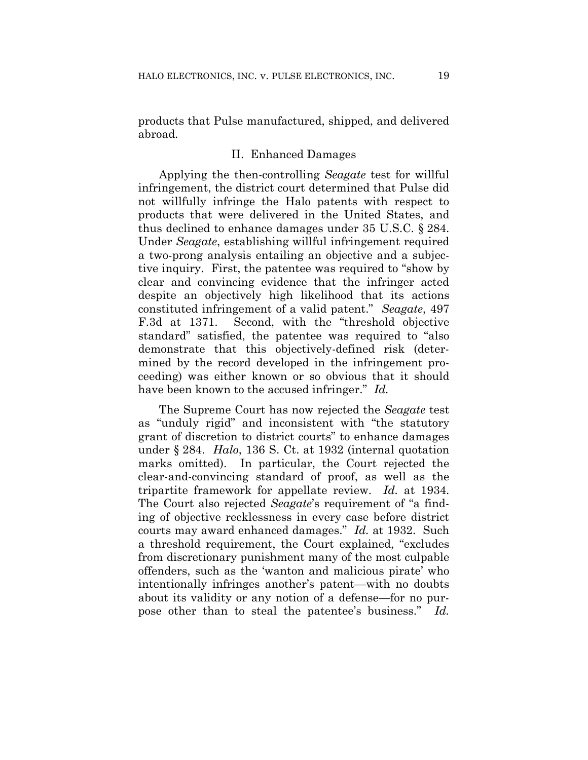products that Pulse manufactured, shipped, and delivered abroad.

## II. Enhanced Damages

Applying the then-controlling *Seagate* test for willful infringement, the district court determined that Pulse did not willfully infringe the Halo patents with respect to products that were delivered in the United States, and thus declined to enhance damages under 35 U.S.C. § 284. Under *Seagate*, establishing willful infringement required a two-prong analysis entailing an objective and a subjective inquiry. First, the patentee was required to "show by clear and convincing evidence that the infringer acted despite an objectively high likelihood that its actions constituted infringement of a valid patent." *Seagate*, 497 F.3d at 1371. Second, with the "threshold objective standard" satisfied, the patentee was required to "also demonstrate that this objectively-defined risk (determined by the record developed in the infringement proceeding) was either known or so obvious that it should have been known to the accused infringer." *Id.*

The Supreme Court has now rejected the *Seagate* test as "unduly rigid" and inconsistent with "the statutory grant of discretion to district courts" to enhance damages under § 284. *Halo*, 136 S. Ct. at 1932 (internal quotation marks omitted). In particular, the Court rejected the clear-and-convincing standard of proof, as well as the tripartite framework for appellate review. *Id.* at 1934. The Court also rejected *Seagate*'s requirement of "a finding of objective recklessness in every case before district courts may award enhanced damages." *Id.* at 1932. Such a threshold requirement, the Court explained, "excludes from discretionary punishment many of the most culpable offenders, such as the 'wanton and malicious pirate' who intentionally infringes another's patent—with no doubts about its validity or any notion of a defense—for no purpose other than to steal the patentee's business." *Id.*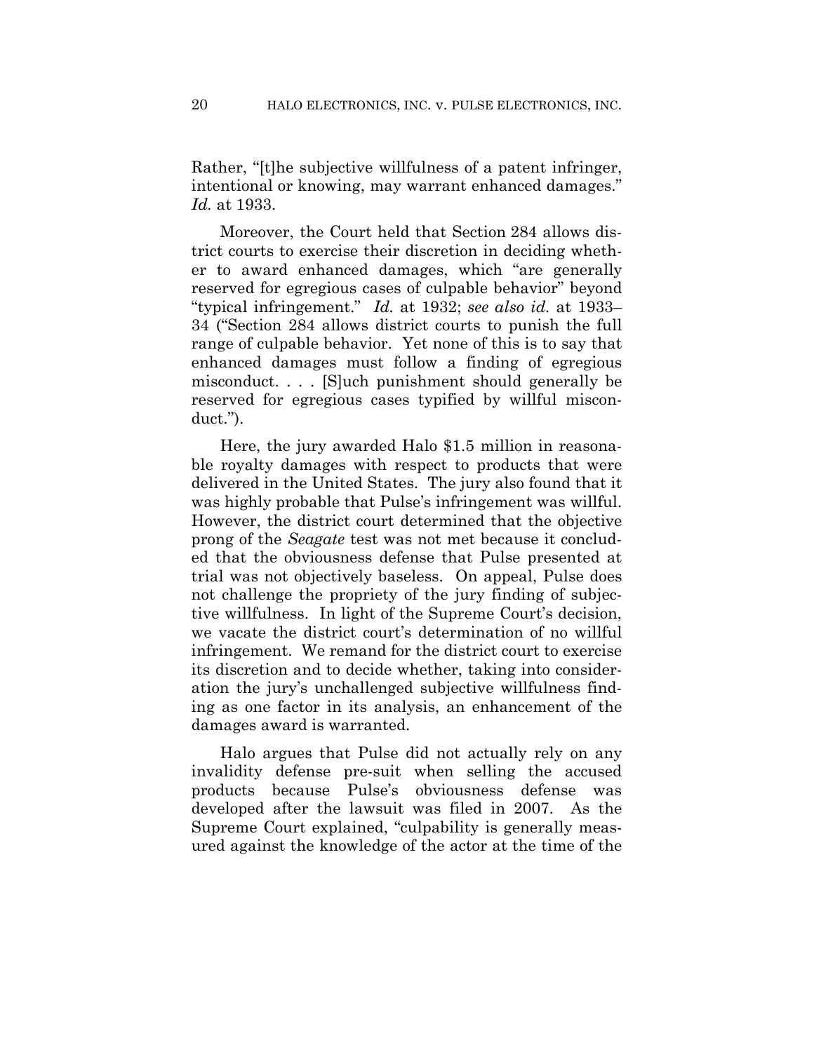Rather, "[t]he subjective willfulness of a patent infringer, intentional or knowing, may warrant enhanced damages." *Id.* at 1933.

Moreover, the Court held that Section 284 allows district courts to exercise their discretion in deciding whether to award enhanced damages, which "are generally reserved for egregious cases of culpable behavior" beyond "typical infringement." *Id.* at 1932; *see also id.* at 1933–34 ("Section 284 allows district courts to punish the full range of culpable behavior. Yet none of this is to say that enhanced damages must follow a finding of egregious misconduct. . . . [S]uch punishment should generally be reserved for egregious cases typified by willful misconduct.").

Here, the jury awarded Halo $1.5 million in reasonable royalty damages with respect to products that were delivered in the United States. The jury also found that it was highly probable that Pulse's infringement was willful. However, the district court determined that the objective prong of the *Seagate* test was not met because it concluded that the obviousness defense that Pulse presented at trial was not objectively baseless. On appeal, Pulse does not challenge the propriety of the jury finding of subjective willfulness. In light of the Supreme Court's decision, we vacate the district court's determination of no willful infringement. We remand for the district court to exercise its discretion and to decide whether, taking into consideration the jury's unchallenged subjective willfulness finding as one factor in its analysis, an enhancement of the damages award is warranted.

Halo argues that Pulse did not actually rely on any invalidity defense pre-suit when selling the accused products because Pulse's obviousness defense was developed after the lawsuit was filed in 2007. As the Supreme Court explained, "culpability is generally measured against the knowledge of the actor at the time of the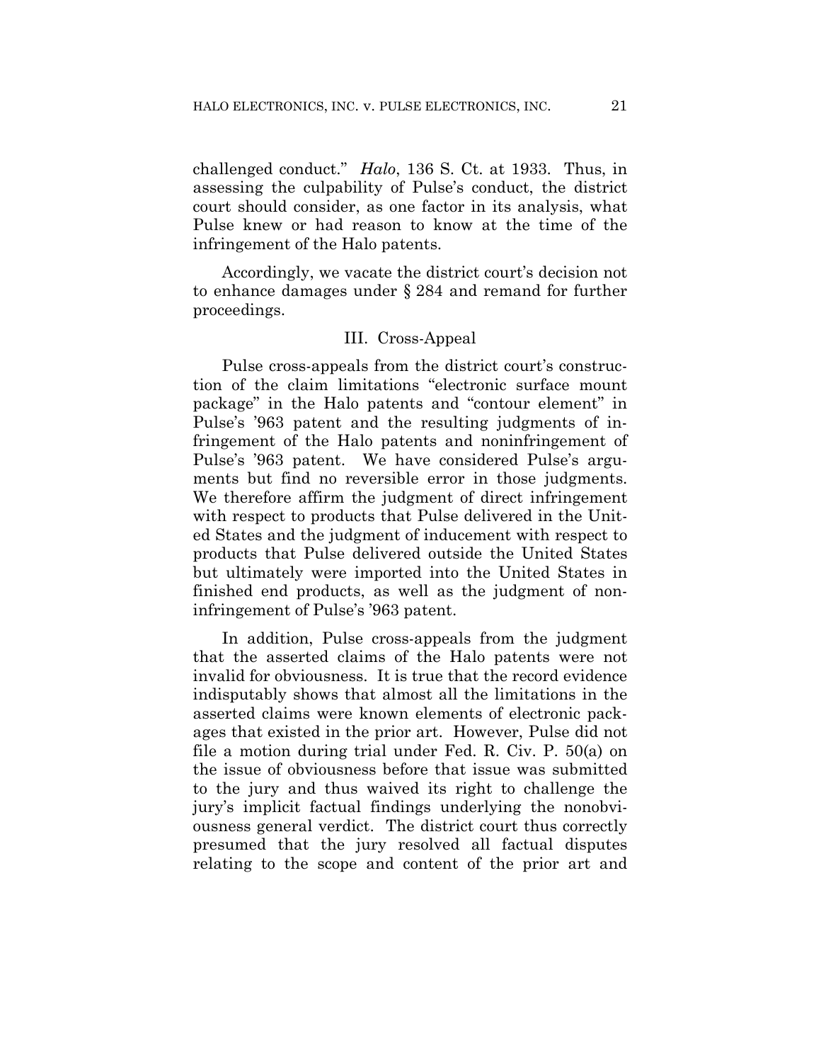challenged conduct." *Halo*, 136 S. Ct. at 1933. Thus, in assessing the culpability of Pulse's conduct, the district court should consider, as one factor in its analysis, what Pulse knew or had reason to know at the time of the infringement of the Halo patents.

Accordingly, we vacate the district court's decision not to enhance damages under § 284 and remand for further proceedings.

### III. Cross-Appeal

Pulse cross-appeals from the district court's construction of the claim limitations "electronic surface mount package" in the Halo patents and "contour element" in Pulse's '963 patent and the resulting judgments of infringement of the Halo patents and noninfringement of Pulse's '963 patent. We have considered Pulse's arguments but find no reversible error in those judgments. We therefore affirm the judgment of direct infringement with respect to products that Pulse delivered in the United States and the judgment of inducement with respect to products that Pulse delivered outside the United States but ultimately were imported into the United States in finished end products, as well as the judgment of noninfringement of Pulse's '963 patent.

In addition, Pulse cross-appeals from the judgment that the asserted claims of the Halo patents were not invalid for obviousness. It is true that the record evidence indisputably shows that almost all the limitations in the asserted claims were known elements of electronic packages that existed in the prior art. However, Pulse did not file a motion during trial under Fed. R. Civ. P. 50(a) on the issue of obviousness before that issue was submitted to the jury and thus waived its right to challenge the jury's implicit factual findings underlying the nonobviousness general verdict. The district court thus correctly presumed that the jury resolved all factual disputes relating to the scope and content of the prior art and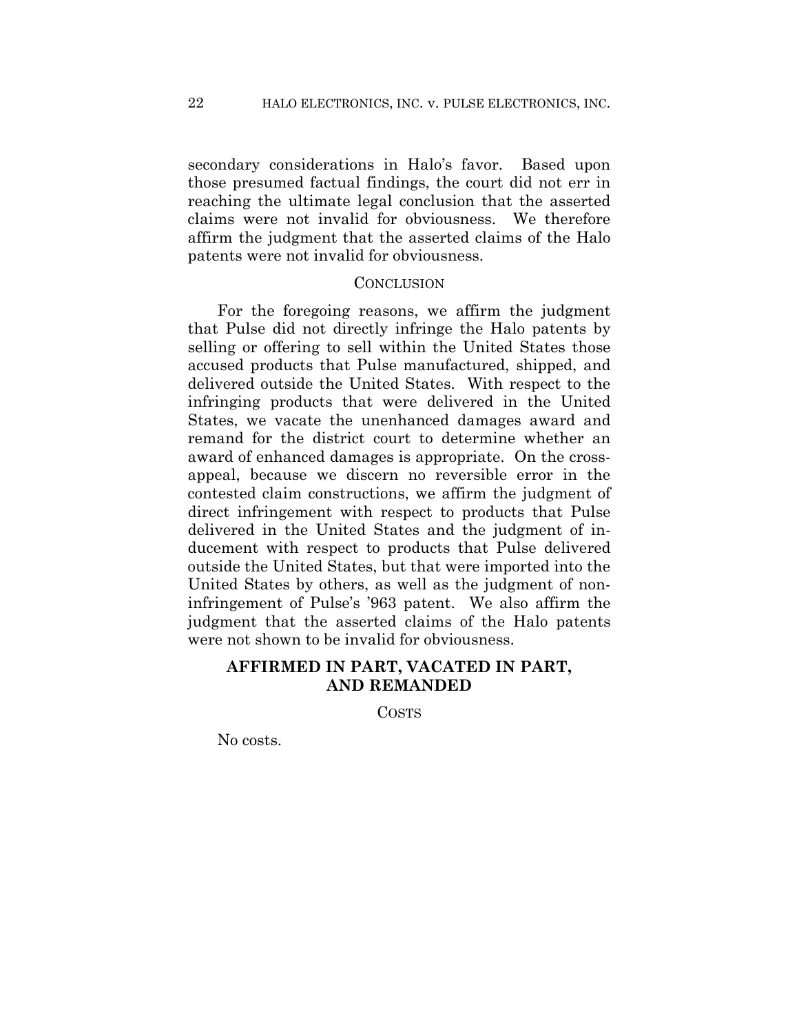secondary considerations in Halo's favor. Based upon those presumed factual findings, the court did not err in reaching the ultimate legal conclusion that the asserted claims were not invalid for obviousness. We therefore affirm the judgment that the asserted claims of the Halo patents were not invalid for obviousness.

## CONCLUSION

For the foregoing reasons, we affirm the judgment that Pulse did not directly infringe the Halo patents by selling or offering to sell within the United States those accused products that Pulse manufactured, shipped, and delivered outside the United States. With respect to the infringing products that were delivered in the United States, we vacate the unenhanced damages award and remand for the district court to determine whether an award of enhanced damages is appropriate. On the cross-appeal, because we discern no reversible error in the contested claim constructions, we affirm the judgment of direct infringement with respect to products that Pulse delivered in the United States and the judgment of inducement with respect to products that Pulse delivered outside the United States, but that were imported into the United States by others, as well as the judgment of non-infringement of Pulse's '963 patent. We also affirm the judgment that the asserted claims of the Halo patents were not shown to be invalid for obviousness.

**AFFIRMED IN PART, VACATED IN PART, AND REMANDED**

## COSTS

No costs.